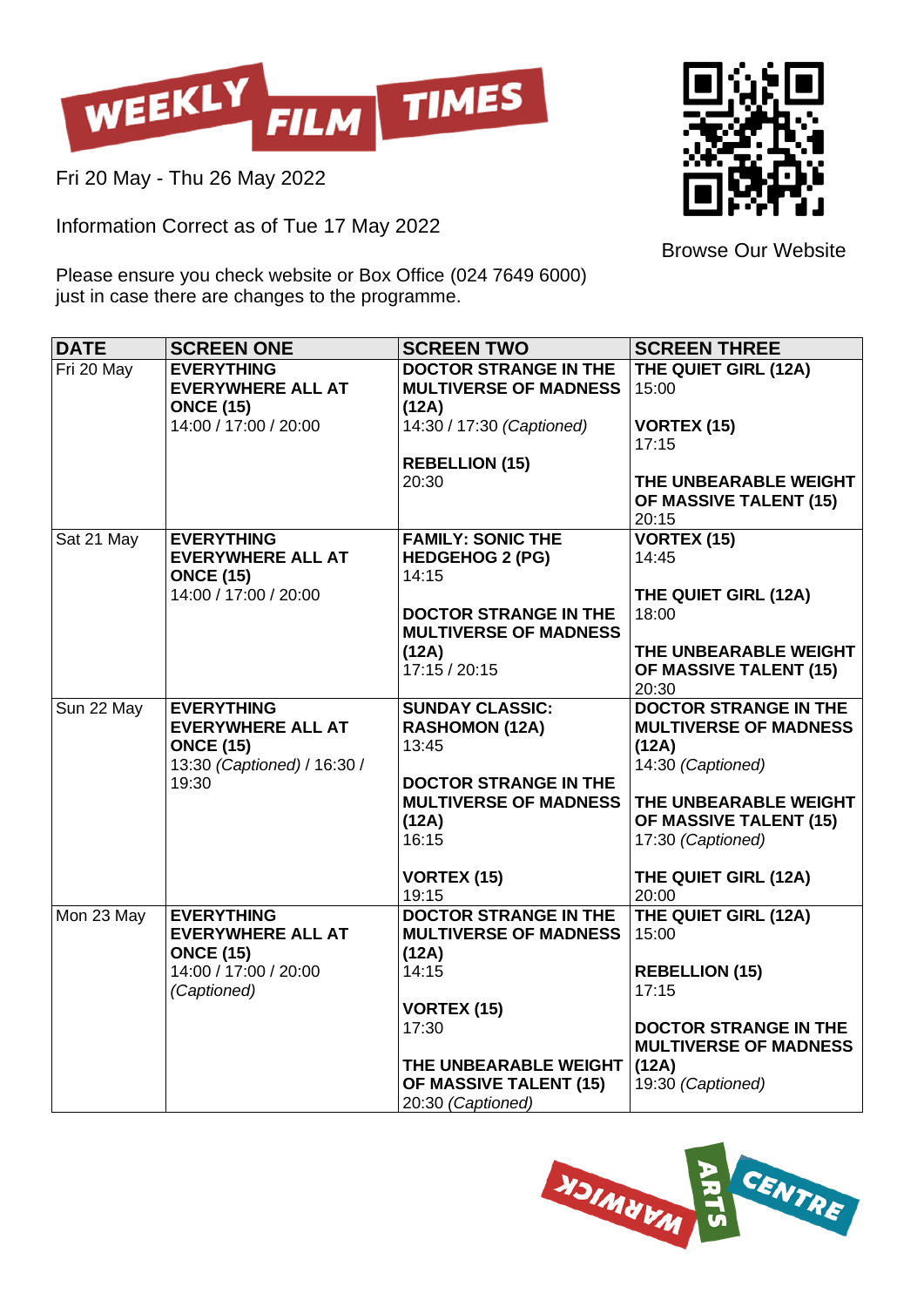# WEEKLY FILM TIMES

Fri 20 May - Thu 26 May 2022

Information Correct as of Tue 17 May 2022

Please ensure you check website or Box Office (024 7649 6000) just in case there are changes to the programme.

Browse Our Website

| DATE | SCREEN ONE | SCREEN TWO | SCREEN THREE |
|---|---|---|---|
| Fri 20 May | **EVERYTHING EVERYWHERE ALL AT ONCE (15)**<br>14:00 / 17:00 / 20:00 | **DOCTOR STRANGE IN THE MULTIVERSE OF MADNESS (12A)**<br>14:30 / 17:30 *(Captioned)*<br><br>**REBELLION (15)**<br>20:30 | **THE QUIET GIRL (12A)**<br>15:00<br><br>**VORTEX (15)**<br>17:15<br><br>**THE UNBEARABLE WEIGHT OF MASSIVE TALENT (15)**<br>20:15 |
| Sat 21 May | **EVERYTHING EVERYWHERE ALL AT ONCE (15)**<br>14:00 / 17:00 / 20:00 | **FAMILY: SONIC THE HEDGEHOG 2 (PG)**<br>14:15<br><br>**DOCTOR STRANGE IN THE MULTIVERSE OF MADNESS (12A)**<br>17:15 / 20:15 | **VORTEX (15)**<br>14:45<br><br>**THE QUIET GIRL (12A)**<br>18:00<br><br>**THE UNBEARABLE WEIGHT OF MASSIVE TALENT (15)**<br>20:30 |
| Sun 22 May | **EVERYTHING EVERYWHERE ALL AT ONCE (15)**<br>13:30 *(Captioned)* / 16:30 / 19:30 | **SUNDAY CLASSIC: RASHOMON (12A)**<br>13:45<br><br>**DOCTOR STRANGE IN THE MULTIVERSE OF MADNESS (12A)**<br>16:15<br><br>**VORTEX (15)**<br>19:15 | **DOCTOR STRANGE IN THE MULTIVERSE OF MADNESS (12A)**<br>14:30 *(Captioned)*<br><br>**THE UNBEARABLE WEIGHT OF MASSIVE TALENT (15)**<br>17:30 *(Captioned)*<br><br>**THE QUIET GIRL (12A)**<br>20:00 |
| Mon 23 May | **EVERYTHING EVERYWHERE ALL AT ONCE (15)**<br>14:00 / 17:00 / 20:00 *(Captioned)* | **DOCTOR STRANGE IN THE MULTIVERSE OF MADNESS (12A)**<br>14:15<br><br>**VORTEX (15)**<br>17:30<br><br>**THE UNBEARABLE WEIGHT OF MASSIVE TALENT (15)**<br>20:30 *(Captioned)* | **THE QUIET GIRL (12A)**<br>15:00<br><br>**REBELLION (15)**<br>17:15<br><br>**DOCTOR STRANGE IN THE MULTIVERSE OF MADNESS (12A)**<br>19:30 *(Captioned)* |

WARWICK ARTS CENTRE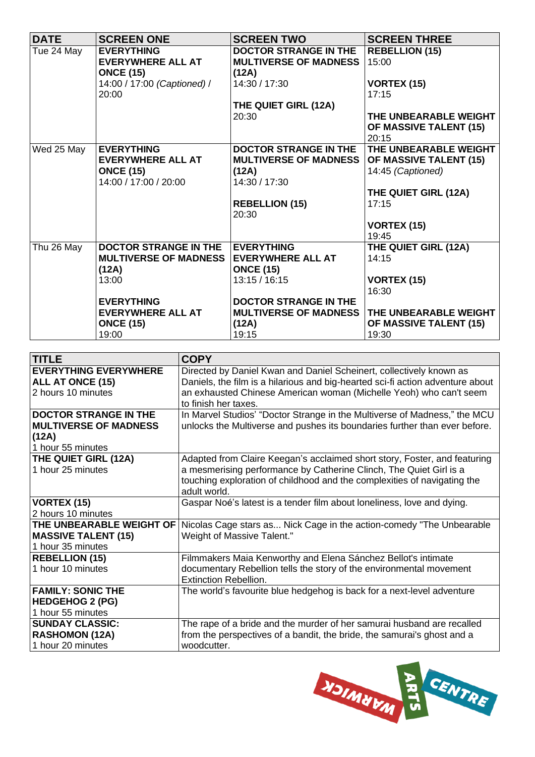| DATE | SCREEN ONE | SCREEN TWO | SCREEN THREE |
|---|---|---|---|
| Tue 24 May | **EVERYTHING EVERYWHERE ALL AT ONCE (15)**<br>14:00 / 17:00 *(Captioned)* / 20:00 | **DOCTOR STRANGE IN THE MULTIVERSE OF MADNESS (12A)**<br>14:30 / 17:30<br><br>**THE QUIET GIRL (12A)**<br>20:30 | **REBELLION (15)**<br>15:00<br><br>**VORTEX (15)**<br>17:15<br><br>**THE UNBEARABLE WEIGHT OF MASSIVE TALENT (15)**<br>20:15 |
| Wed 25 May | **EVERYTHING EVERYWHERE ALL AT ONCE (15)**<br>14:00 / 17:00 / 20:00 | **DOCTOR STRANGE IN THE MULTIVERSE OF MADNESS (12A)**<br>14:30 / 17:30<br><br>**REBELLION (15)**<br>20:30 | **THE UNBEARABLE WEIGHT OF MASSIVE TALENT (15)**<br>14:45 *(Captioned)*<br><br>**THE QUIET GIRL (12A)**<br>17:15<br><br>**VORTEX (15)**<br>19:45 |
| Thu 26 May | **DOCTOR STRANGE IN THE MULTIVERSE OF MADNESS (12A)**<br>13:00<br><br>**EVERYTHING EVERYWHERE ALL AT ONCE (15)**<br>19:00 | **EVERYTHING EVERYWHERE ALL AT ONCE (15)**<br>13:15 / 16:15<br><br>**DOCTOR STRANGE IN THE MULTIVERSE OF MADNESS (12A)**<br>19:15 | **THE QUIET GIRL (12A)**<br>14:15<br><br>**VORTEX (15)**<br>16:30<br><br>**THE UNBEARABLE WEIGHT OF MASSIVE TALENT (15)**<br>19:30 |

| TITLE | COPY |
|---|---|
| **EVERYTHING EVERYWHERE ALL AT ONCE (15)**<br>2 hours 10 minutes | Directed by Daniel Kwan and Daniel Scheinert, collectively known as Daniels, the film is a hilarious and big-hearted sci-fi action adventure about an exhausted Chinese American woman (Michelle Yeoh) who can't seem to finish her taxes. |
| **DOCTOR STRANGE IN THE MULTIVERSE OF MADNESS (12A)**<br>1 hour 55 minutes | In Marvel Studios' "Doctor Strange in the Multiverse of Madness," the MCU unlocks the Multiverse and pushes its boundaries further than ever before. |
| **THE QUIET GIRL (12A)**<br>1 hour 25 minutes | Adapted from Claire Keegan's acclaimed short story, Foster, and featuring a mesmerising performance by Catherine Clinch, The Quiet Girl is a touching exploration of childhood and the complexities of navigating the adult world. |
| **VORTEX (15)**<br>2 hours 10 minutes | Gaspar Noé's latest is a tender film about loneliness, love and dying. |
| **THE UNBEARABLE WEIGHT OF MASSIVE TALENT (15)**<br>1 hour 35 minutes | Nicolas Cage stars as... Nick Cage in the action-comedy "The Unbearable Weight of Massive Talent." |
| **REBELLION (15)**<br>1 hour 10 minutes | Filmmakers Maia Kenworthy and Elena Sánchez Bellot's intimate documentary Rebellion tells the story of the environmental movement Extinction Rebellion. |
| **FAMILY: SONIC THE HEDGEHOG 2 (PG)**<br>1 hour 55 minutes | The world's favourite blue hedgehog is back for a next-level adventure |
| **SUNDAY CLASSIC: RASHOMON (12A)**<br>1 hour 20 minutes | The rape of a bride and the murder of her samurai husband are recalled from the perspectives of a bandit, the bride, the samurai's ghost and a woodcutter. |

WARWICK ARTS CENTRE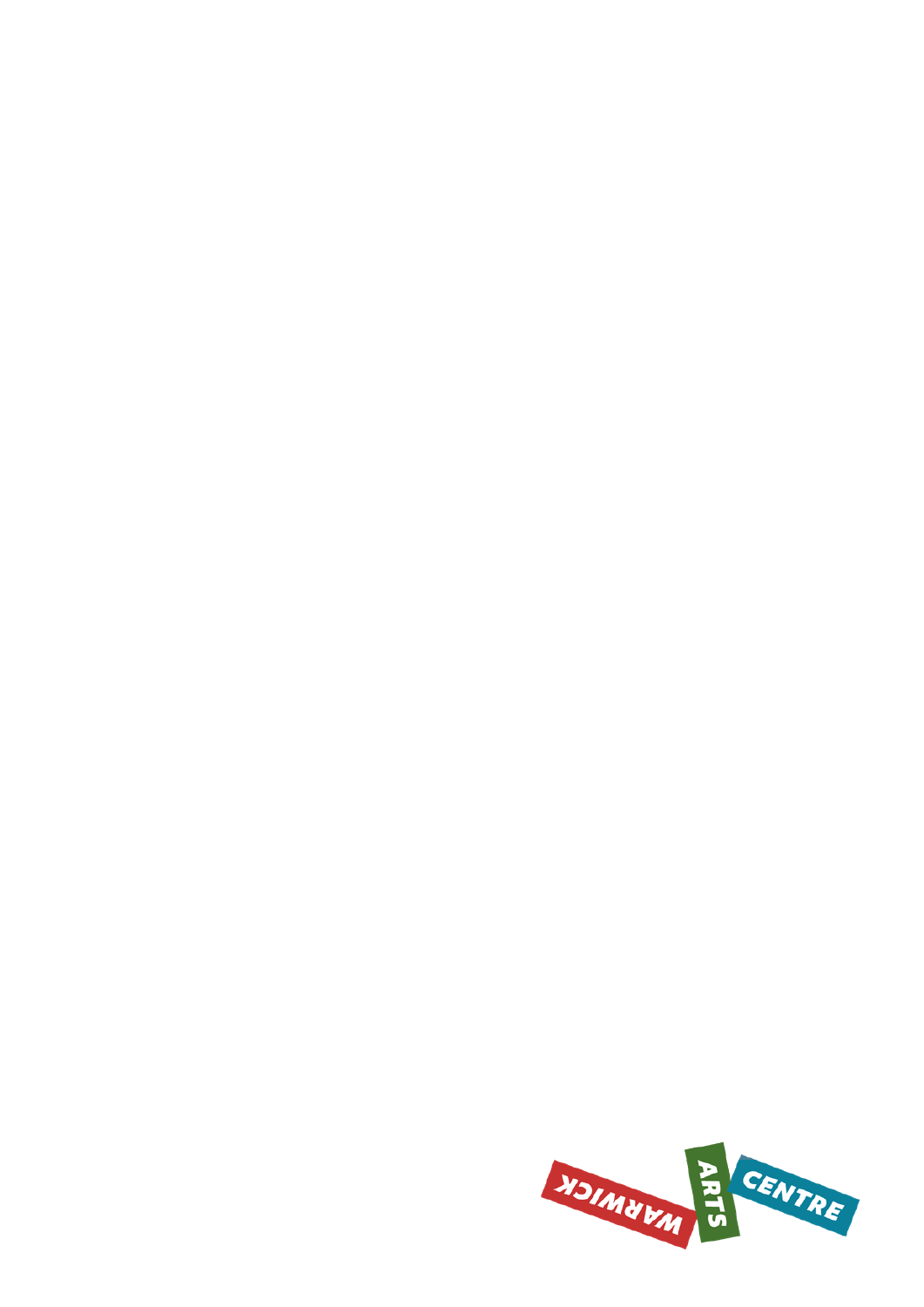WARWICK ARTS CENTRE